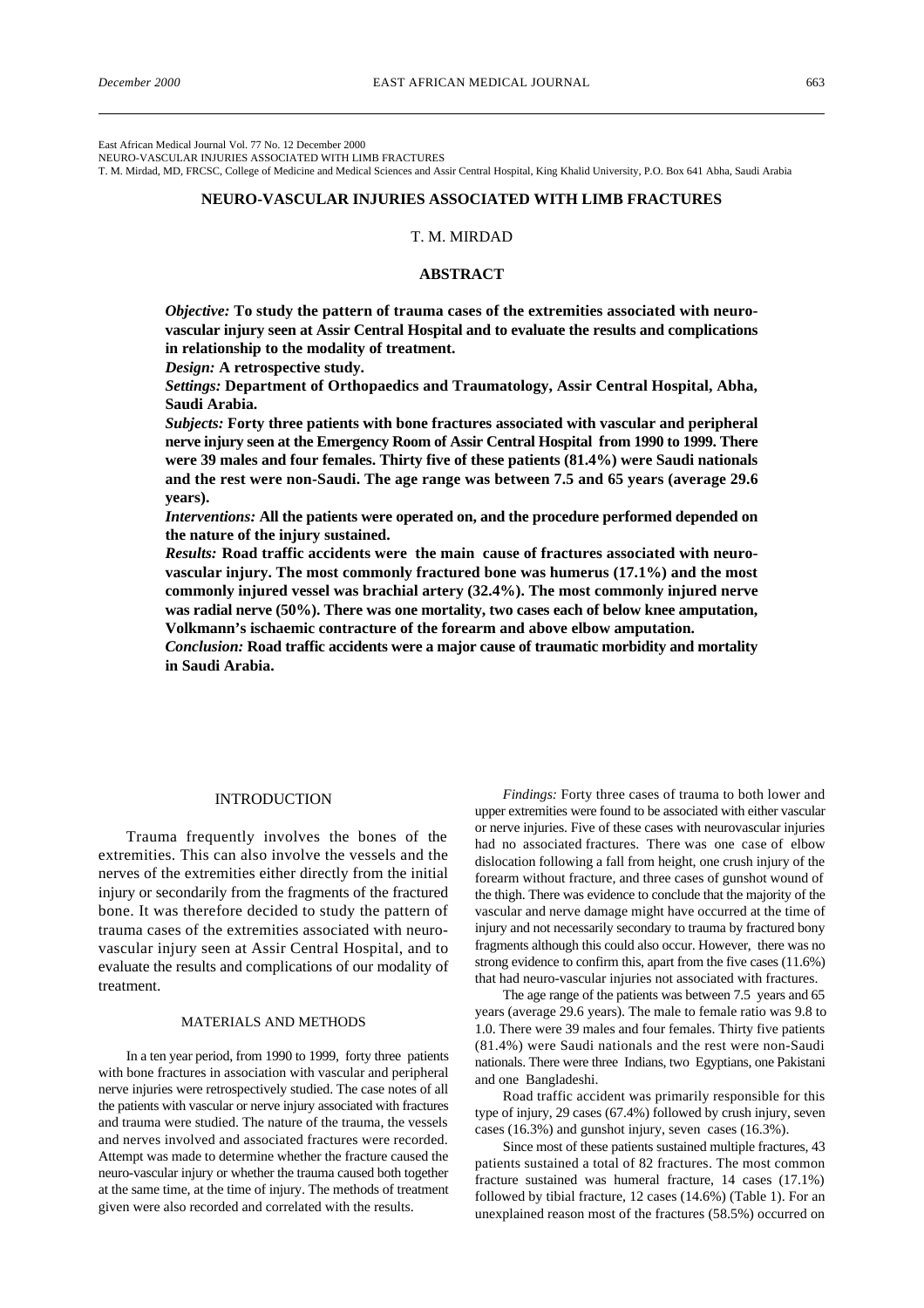East African Medical Journal Vol. 77 No. 12 December 2000
NEURO-VASCULAR INJURIES ASSOCIATED WITH LIMB FRACTURES
T. M. Mirdad, MD, FRCSC, College of Medicine and Medical Sciences and Assir Central Hospital, King Khalid University, P.O. Box 641 Abha, Saudi Arabia

# NEURO-VASCULAR INJURIES ASSOCIATED WITH LIMB FRACTURES

T. M. MIRDAD

## ABSTRACT

***Objective:*** **To study the pattern of trauma cases of the extremities associated with neuro-vascular injury seen at Assir Central Hospital and to evaluate the results and complications in relationship to the modality of treatment.**

***Design:*** **A retrospective study.**

***Settings:*** **Department of Orthopaedics and Traumatology, Assir Central Hospital, Abha, Saudi Arabia.**

***Subjects:*** **Forty three patients with bone fractures associated with vascular and peripheral nerve injury seen at the Emergency Room of Assir Central Hospital from 1990 to 1999. There were 39 males and four females. Thirty five of these patients (81.4%) were Saudi nationals and the rest were non-Saudi. The age range was between 7.5 and 65 years (average 29.6 years).**

***Interventions:*** **All the patients were operated on, and the procedure performed depended on the nature of the injury sustained.**

***Results:*** **Road traffic accidents were the main cause of fractures associated with neuro-vascular injury. The most commonly fractured bone was humerus (17.1%) and the most commonly injured vessel was brachial artery (32.4%). The most commonly injured nerve was radial nerve (50%). There was one mortality, two cases each of below knee amputation, Volkmann's ischaemic contracture of the forearm and above elbow amputation.**

***Conclusion:*** **Road traffic accidents were a major cause of traumatic morbidity and mortality in Saudi Arabia.**

## INTRODUCTION

Trauma frequently involves the bones of the extremities. This can also involve the vessels and the nerves of the extremities either directly from the initial injury or secondarily from the fragments of the fractured bone. It was therefore decided to study the pattern of trauma cases of the extremities associated with neuro-vascular injury seen at Assir Central Hospital, and to evaluate the results and complications of our modality of treatment.

## MATERIALS AND METHODS

In a ten year period, from 1990 to 1999, forty three patients with bone fractures in association with vascular and peripheral nerve injuries were retrospectively studied. The case notes of all the patients with vascular or nerve injury associated with fractures and trauma were studied. The nature of the trauma, the vessels and nerves involved and associated fractures were recorded. Attempt was made to determine whether the fracture caused the neuro-vascular injury or whether the trauma caused both together at the same time, at the time of injury. The methods of treatment given were also recorded and correlated with the results.

*Findings:* Forty three cases of trauma to both lower and upper extremities were found to be associated with either vascular or nerve injuries. Five of these cases with neurovascular injuries had no associated fractures. There was one case of elbow dislocation following a fall from height, one crush injury of the forearm without fracture, and three cases of gunshot wound of the thigh. There was evidence to conclude that the majority of the vascular and nerve damage might have occurred at the time of injury and not necessarily secondary to trauma by fractured bony fragments although this could also occur. However, there was no strong evidence to confirm this, apart from the five cases (11.6%) that had neuro-vascular injuries not associated with fractures.

The age range of the patients was between 7.5 years and 65 years (average 29.6 years). The male to female ratio was 9.8 to 1.0. There were 39 males and four females. Thirty five patients (81.4%) were Saudi nationals and the rest were non-Saudi nationals. There were three Indians, two Egyptians, one Pakistani and one Bangladeshi.

Road traffic accident was primarily responsible for this type of injury, 29 cases (67.4%) followed by crush injury, seven cases (16.3%) and gunshot injury, seven cases (16.3%).

Since most of these patients sustained multiple fractures, 43 patients sustained a total of 82 fractures. The most common fracture sustained was humeral fracture, 14 cases (17.1%) followed by tibial fracture, 12 cases (14.6%) (Table 1). For an unexplained reason most of the fractures (58.5%) occurred on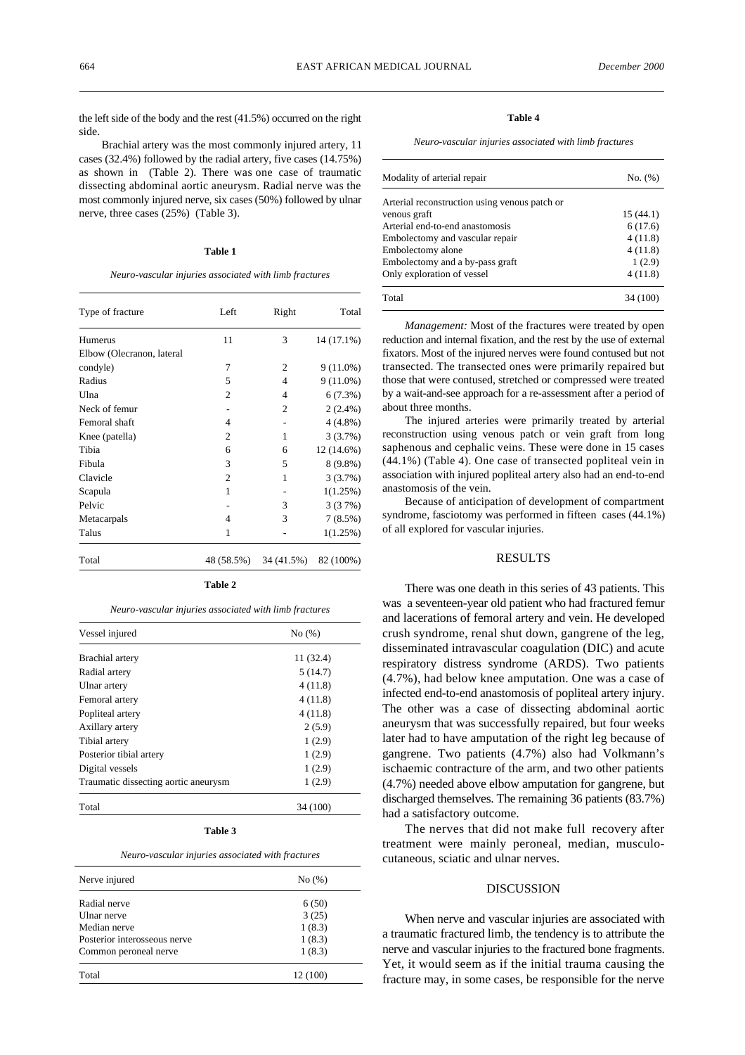the left side of the body and the rest (41.5%) occurred on the right side.

Brachial artery was the most commonly injured artery, 11 cases (32.4%) followed by the radial artery, five cases (14.75%) as shown in (Table 2). There was one case of traumatic dissecting abdominal aortic aneurysm. Radial nerve was the most commonly injured nerve, six cases (50%) followed by ulnar nerve, three cases (25%) (Table 3).

**Table 1**

*Neuro-vascular injuries associated with limb fractures*

| Type of fracture | Left | Right | Total |
|---|---|---|---|
| Humerus | 11 | 3 | 14 (17.1%) |
| Elbow (Olecranon, lateral condyle) | 7 | 2 | 9 (11.0%) |
| Radius | 5 | 4 | 9 (11.0%) |
| Ulna | 2 | 4 | 6 (7.3%) |
| Neck of femur | - | 2 | 2 (2.4%) |
| Femoral shaft | 4 | - | 4 (4.8%) |
| Knee (patella) | 2 | 1 | 3 (3.7%) |
| Tibia | 6 | 6 | 12 (14.6%) |
| Fibula | 3 | 5 | 8 (9.8%) |
| Clavicle | 2 | 1 | 3 (3.7%) |
| Scapula | 1 | - | 1(1.25%) |
| Pelvic | - | 3 | 3 (3 7%) |
| Metacarpals | 4 | 3 | 7 (8.5%) |
| Talus | 1 | - | 1(1.25%) |
| Total | 48 (58.5%) | 34 (41.5%) | 82 (100%) |

**Table 2**

*Neuro-vascular injuries associated with limb fractures*

| Vessel injured | No (%) |
|---|---|
| Brachial artery | 11 (32.4) |
| Radial artery | 5 (14.7) |
| Ulnar artery | 4 (11.8) |
| Femoral artery | 4 (11.8) |
| Popliteal artery | 4 (11.8) |
| Axillary artery | 2 (5.9) |
| Tibial artery | 1 (2.9) |
| Posterior tibial artery | 1 (2.9) |
| Digital vessels | 1 (2.9) |
| Traumatic dissecting aortic aneurysm | 1 (2.9) |
| Total | 34 (100) |

**Table 3**

*Neuro-vascular injuries associated with fractures*

| Nerve injured | No (%) |
|---|---|
| Radial nerve | 6 (50) |
| Ulnar nerve | 3 (25) |
| Median nerve | 1 (8.3) |
| Posterior interosseous nerve | 1 (8.3) |
| Common peroneal nerve | 1 (8.3) |
| Total | 12 (100) |

**Table 4**

*Neuro-vascular injuries associated with limb fractures*

| Modality of arterial repair | No. (%) |
|---|---|
| Arterial reconstruction using venous patch or venous graft | 15 (44.1) |
| Arterial end-to-end anastomosis | 6 (17.6) |
| Embolectomy and vascular repair | 4 (11.8) |
| Embolectomy alone | 4 (11.8) |
| Embolectomy and a by-pass graft | 1 (2.9) |
| Only exploration of vessel | 4 (11.8) |
| Total | 34 (100) |

*Management:* Most of the fractures were treated by open reduction and internal fixation, and the rest by the use of external fixators. Most of the injured nerves were found contused but not transected. The transected ones were primarily repaired but those that were contused, stretched or compressed were treated by a wait-and-see approach for a re-assessment after a period of about three months.

The injured arteries were primarily treated by arterial reconstruction using venous patch or vein graft from long saphenous and cephalic veins. These were done in 15 cases (44.1%) (Table 4). One case of transected popliteal vein in association with injured popliteal artery also had an end-to-end anastomosis of the vein.

Because of anticipation of development of compartment syndrome, fasciotomy was performed in fifteen cases (44.1%) of all explored for vascular injuries.

## RESULTS

There was one death in this series of 43 patients. This was a seventeen-year old patient who had fractured femur and lacerations of femoral artery and vein. He developed crush syndrome, renal shut down, gangrene of the leg, disseminated intravascular coagulation (DIC) and acute respiratory distress syndrome (ARDS). Two patients (4.7%), had below knee amputation. One was a case of infected end-to-end anastomosis of popliteal artery injury. The other was a case of dissecting abdominal aortic aneurysm that was successfully repaired, but four weeks later had to have amputation of the right leg because of gangrene. Two patients (4.7%) also had Volkmann's ischaemic contracture of the arm, and two other patients (4.7%) needed above elbow amputation for gangrene, but discharged themselves. The remaining 36 patients (83.7%) had a satisfactory outcome.

The nerves that did not make full recovery after treatment were mainly peroneal, median, musculo-cutaneous, sciatic and ulnar nerves.

## DISCUSSION

When nerve and vascular injuries are associated with a traumatic fractured limb, the tendency is to attribute the nerve and vascular injuries to the fractured bone fragments. Yet, it would seem as if the initial trauma causing the fracture may, in some cases, be responsible for the nerve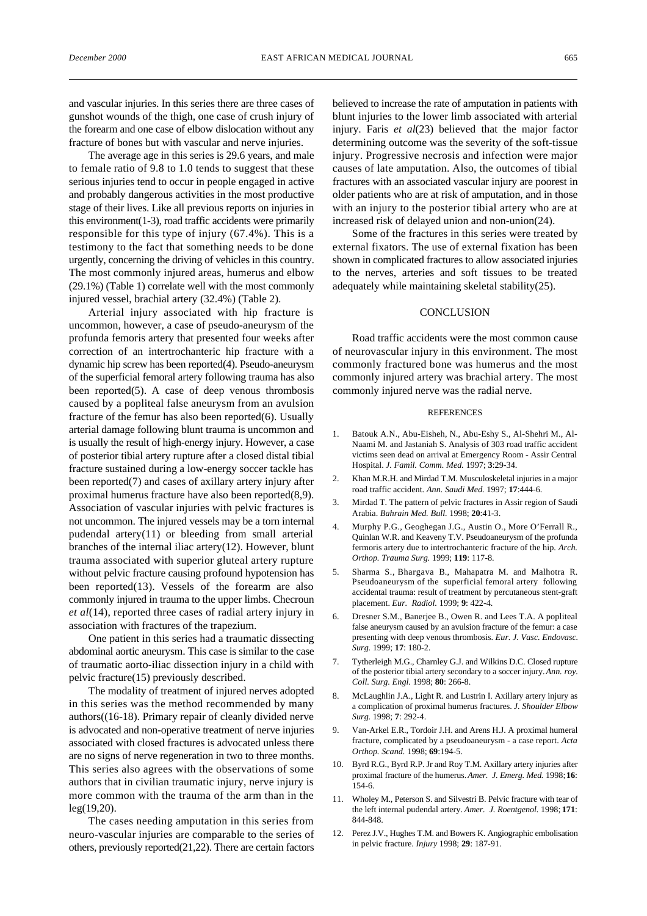and vascular injuries. In this series there are three cases of gunshot wounds of the thigh, one case of crush injury of the forearm and one case of elbow dislocation without any fracture of bones but with vascular and nerve injuries.

The average age in this series is 29.6 years, and male to female ratio of 9.8 to 1.0 tends to suggest that these serious injuries tend to occur in people engaged in active and probably dangerous activities in the most productive stage of their lives. Like all previous reports on injuries in this environment(1-3), road traffic accidents were primarily responsible for this type of injury (67.4%). This is a testimony to the fact that something needs to be done urgently, concerning the driving of vehicles in this country. The most commonly injured areas, humerus and elbow (29.1%) (Table 1) correlate well with the most commonly injured vessel, brachial artery (32.4%) (Table 2).

Arterial injury associated with hip fracture is uncommon, however, a case of pseudo-aneurysm of the profunda femoris artery that presented four weeks after correction of an intertrochanteric hip fracture with a dynamic hip screw has been reported(4). Pseudo-aneurysm of the superficial femoral artery following trauma has also been reported(5). A case of deep venous thrombosis caused by a popliteal false aneurysm from an avulsion fracture of the femur has also been reported(6). Usually arterial damage following blunt trauma is uncommon and is usually the result of high-energy injury. However, a case of posterior tibial artery rupture after a closed distal tibial fracture sustained during a low-energy soccer tackle has been reported(7) and cases of axillary artery injury after proximal humerus fracture have also been reported(8,9). Association of vascular injuries with pelvic fractures is not uncommon. The injured vessels may be a torn internal pudendal artery(11) or bleeding from small arterial branches of the internal iliac artery(12). However, blunt trauma associated with superior gluteal artery rupture without pelvic fracture causing profound hypotension has been reported(13). Vessels of the forearm are also commonly injured in trauma to the upper limbs. Checroun *et al*(14), reported three cases of radial artery injury in association with fractures of the trapezium.

One patient in this series had a traumatic dissecting abdominal aortic aneurysm. This case is similar to the case of traumatic aorto-iliac dissection injury in a child with pelvic fracture(15) previously described.

The modality of treatment of injured nerves adopted in this series was the method recommended by many authors((16-18). Primary repair of cleanly divided nerve is advocated and non-operative treatment of nerve injuries associated with closed fractures is advocated unless there are no signs of nerve regeneration in two to three months. This series also agrees with the observations of some authors that in civilian traumatic injury, nerve injury is more common with the trauma of the arm than in the leg(19,20).

The cases needing amputation in this series from neuro-vascular injuries are comparable to the series of others, previously reported(21,22). There are certain factors believed to increase the rate of amputation in patients with blunt injuries to the lower limb associated with arterial injury. Faris *et al*(23) believed that the major factor determining outcome was the severity of the soft-tissue injury. Progressive necrosis and infection were major causes of late amputation. Also, the outcomes of tibial fractures with an associated vascular injury are poorest in older patients who are at risk of amputation, and in those with an injury to the posterior tibial artery who are at increased risk of delayed union and non-union(24).

Some of the fractures in this series were treated by external fixators. The use of external fixation has been shown in complicated fractures to allow associated injuries to the nerves, arteries and soft tissues to be treated adequately while maintaining skeletal stability(25).

## CONCLUSION

Road traffic accidents were the most common cause of neurovascular injury in this environment. The most commonly fractured bone was humerus and the most commonly injured artery was brachial artery. The most commonly injured nerve was the radial nerve.

## REFERENCES

1. Batouk A.N., Abu-Eisheh, N., Abu-Eshy S., Al-Shehri M., Al-Naami M. and Jastaniah S. Analysis of 303 road traffic accident victims seen dead on arrival at Emergency Room - Assir Central Hospital. *J. Famil. Comm. Med.* 1997; **3**:29-34.
2. Khan M.R.H. and Mirdad T.M. Musculoskeletal injuries in a major road traffic accident. *Ann. Saudi Med.* 1997; **17**:444-6.
3. Mirdad T. The pattern of pelvic fractures in Assir region of Saudi Arabia. *Bahrain Med. Bull.* 1998; **20**:41-3.
4. Murphy P.G., Geoghegan J.G., Austin O., More O'Ferrall R., Quinlan W.R. and Keaveny T.V. Pseudoaneurysm of the profunda fermoris artery due to intertrochanteric fracture of the hip. *Arch. Orthop. Trauma Surg.* 1999; **119**: 117-8.
5. Sharma S., Bhargava B., Mahapatra M. and Malhotra R. Pseudoaneurysm of the superficial femoral artery following accidental trauma: result of treatment by percutaneous stent-graft placement. *Eur. Radiol.* 1999; **9**: 422-4.
6. Dresner S.M., Banerjee B., Owen R. and Lees T.A. A popliteal false aneurysm caused by an avulsion fracture of the femur: a case presenting with deep venous thrombosis. *Eur. J. Vasc. Endovasc. Surg.* 1999; **17**: 180-2.
7. Tytherleigh M.G., Charnley G.J. and Wilkins D.C. Closed rupture of the posterior tibial artery secondary to a soccer injury. *Ann. roy. Coll. Surg. Engl.* 1998; **80**: 266-8.
8. McLaughlin J.A., Light R. and Lustrin I. Axillary artery injury as a complication of proximal humerus fractures. *J. Shoulder Elbow Surg.* 1998; **7**: 292-4.
9. Van-Arkel E.R., Tordoir J.H. and Arens H.J. A proximal humeral fracture, complicated by a pseudoaneurysm - a case report. *Acta Orthop. Scand.* 1998; **69**:194-5.
10. Byrd R.G., Byrd R.P. Jr and Roy T.M. Axillary artery injuries after proximal fracture of the humerus. *Amer. J. Emerg. Med.* 1998; **16**: 154-6.
11. Wholey M., Peterson S. and Silvestri B. Pelvic fracture with tear of the left internal pudendal artery. *Amer. J. Roentgenol.* 1998; **171**: 844-848.
12. Perez J.V., Hughes T.M. and Bowers K. Angiographic embolisation in pelvic fracture. *Injury* 1998; **29**: 187-91.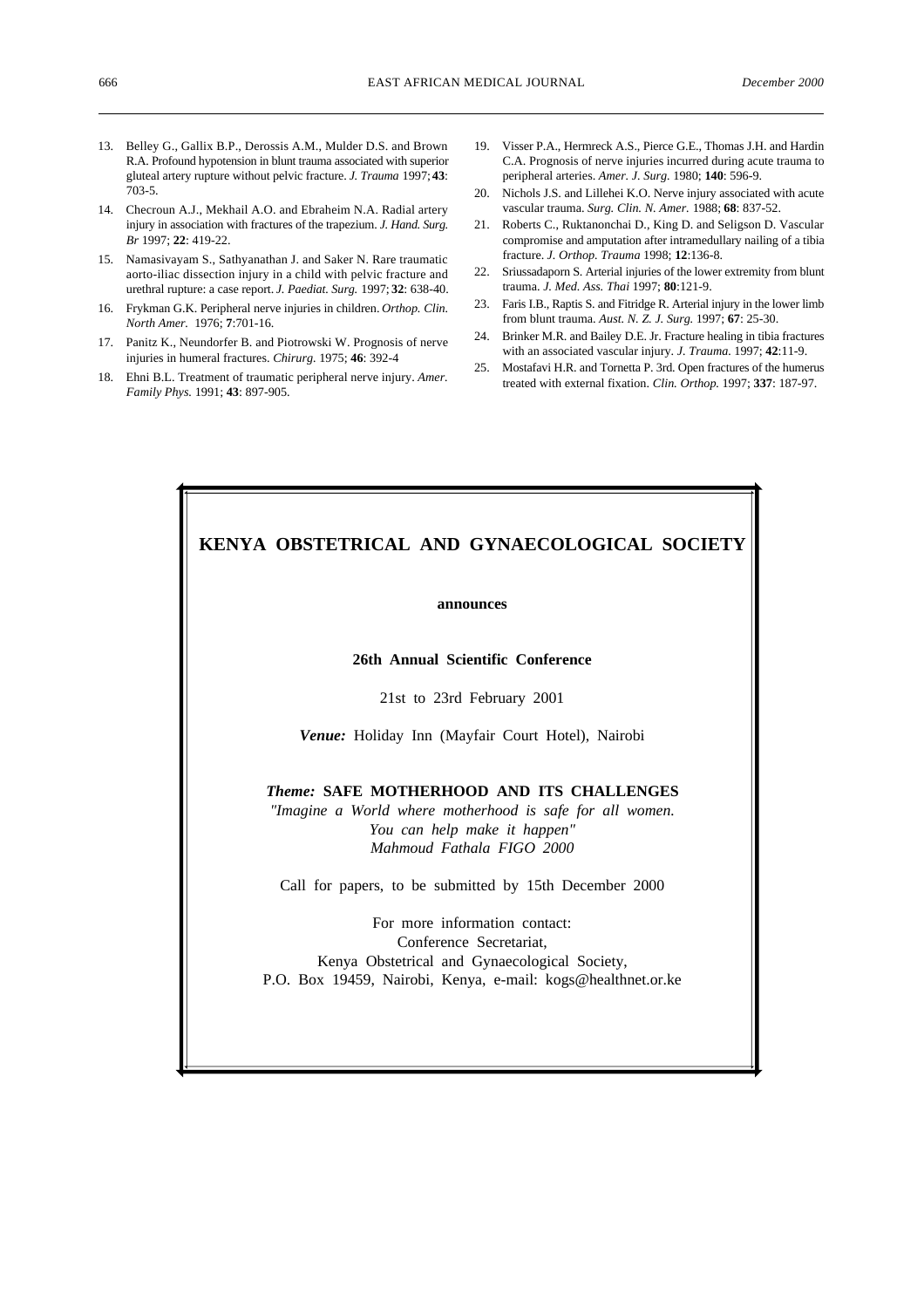13. Belley G., Gallix B.P., Derossis A.M., Mulder D.S. and Brown R.A. Profound hypotension in blunt trauma associated with superior gluteal artery rupture without pelvic fracture. *J. Trauma* 1997; **43**: 703-5.
14. Checroun A.J., Mekhail A.O. and Ebraheim N.A. Radial artery injury in association with fractures of the trapezium. *J. Hand. Surg. Br* 1997; **22**: 419-22.
15. Namasivayam S., Sathyanathan J. and Saker N. Rare traumatic aorto-iliac dissection injury in a child with pelvic fracture and urethral rupture: a case report. *J. Paediat. Surg.* 1997; **32**: 638-40.
16. Frykman G.K. Peripheral nerve injuries in children. *Orthop. Clin. North Amer.* 1976; **7**:701-16.
17. Panitz K., Neundorfer B. and Piotrowski W. Prognosis of nerve injuries in humeral fractures. *Chirurg.* 1975; **46**: 392-4
18. Ehni B.L. Treatment of traumatic peripheral nerve injury. *Amer. Family Phys.* 1991; **43**: 897-905.
19. Visser P.A., Hermreck A.S., Pierce G.E., Thomas J.H. and Hardin C.A. Prognosis of nerve injuries incurred during acute trauma to peripheral arteries. *Amer. J. Surg.* 1980; **140**: 596-9.
20. Nichols J.S. and Lillehei K.O. Nerve injury associated with acute vascular trauma. *Surg. Clin. N. Amer.* 1988; **68**: 837-52.
21. Roberts C., Ruktanonchai D., King D. and Seligson D. Vascular compromise and amputation after intramedullary nailing of a tibia fracture. *J. Orthop. Trauma* 1998; **12**:136-8.
22. Sriussadaporn S. Arterial injuries of the lower extremity from blunt trauma. *J. Med. Ass. Thai* 1997; **80**:121-9.
23. Faris I.B., Raptis S. and Fitridge R. Arterial injury in the lower limb from blunt trauma. *Aust. N. Z. J. Surg.* 1997; **67**: 25-30.
24. Brinker M.R. and Bailey D.E. Jr. Fracture healing in tibia fractures with an associated vascular injury. *J. Trauma.* 1997; **42**:11-9.
25. Mostafavi H.R. and Tornetta P. 3rd. Open fractures of the humerus treated with external fixation. *Clin. Orthop.* 1997; **337**: 187-97.

## KENYA OBSTETRICAL AND GYNAECOLOGICAL SOCIETY

**announces**

**26th Annual Scientific Conference**

21st to 23rd February 2001

***Venue:*** Holiday Inn (Mayfair Court Hotel), Nairobi

***Theme:*** **SAFE MOTHERHOOD AND ITS CHALLENGES**

*"Imagine a World where motherhood is safe for all women. You can help make it happen"*
*Mahmoud Fathala FIGO 2000*

Call for papers, to be submitted by 15th December 2000

For more information contact:
Conference Secretariat,
Kenya Obstetrical and Gynaecological Society,
P.O. Box 19459, Nairobi, Kenya, e-mail: kogs@healthnet.or.ke